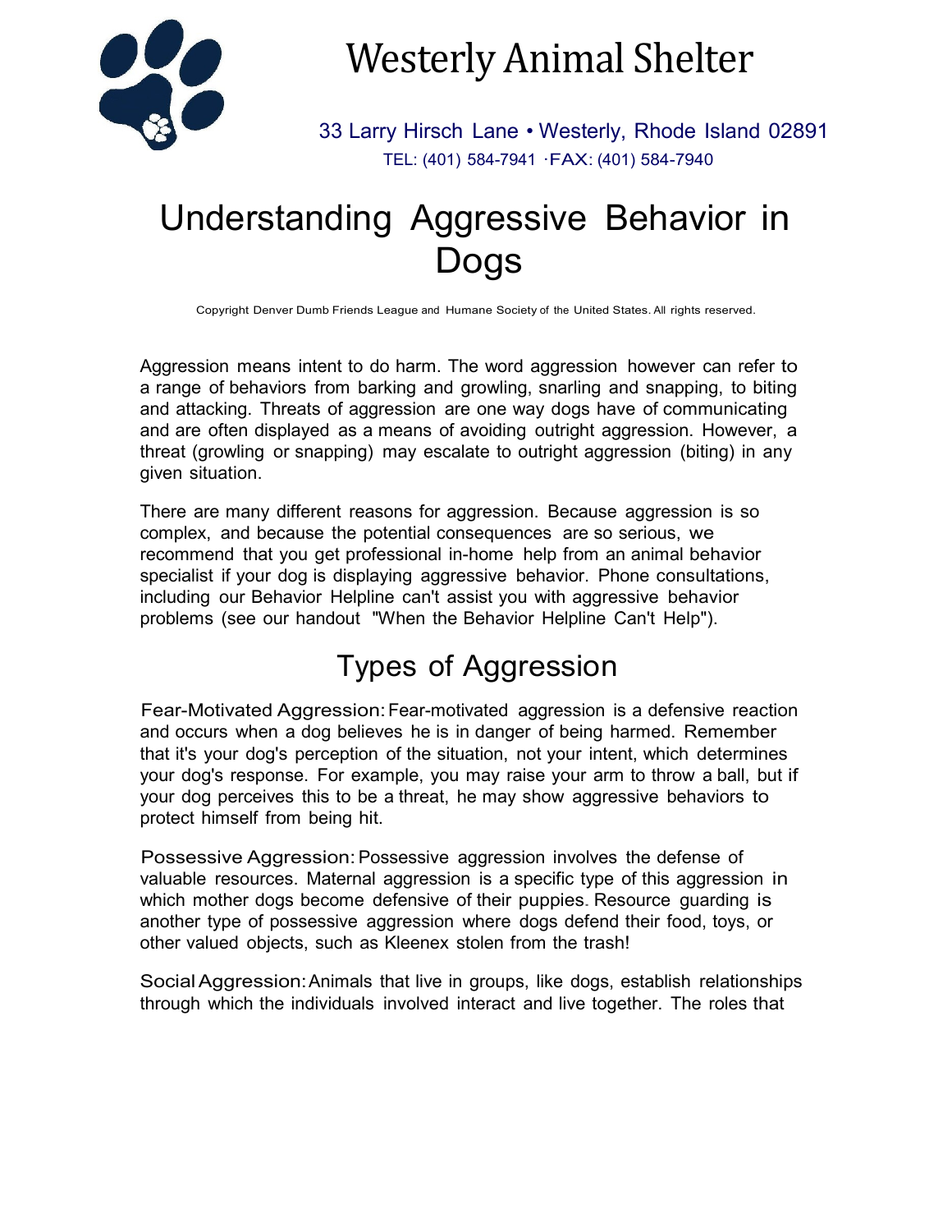# Westerly Animal Shelter

33 Larry Hirsch Lane • Westerly, Rhode Island 02891

TEL: (401) 584-7941 ·FAX: (401) 584-7940

# Understanding Aggressive Behavior in Dogs

Copyright Denver Dumb Friends League and Humane Society of the United States. All rights reserved.

Aggression means intent to do harm. The word aggression however can refer to a range of behaviors from barking and growling, snarling and snapping, to biting and attacking. Threats of aggression are one way dogs have of communicating and are often displayed as a means of avoiding outright aggression. However, a threat (growling or snapping) may escalate to outright aggression (biting) in any given situation.

There are many different reasons for aggression. Because aggression is so complex, and because the potential consequences are so serious, we recommend that you get professional in-home help from an animal behavior specialist if your dog is displaying aggressive behavior. Phone consultations, including our Behavior Helpline can't assist you with aggressive behavior problems (see our handout "When the Behavior Helpline Can't Help").

## Types of Aggression

Fear-Motivated Aggression: Fear-motivated aggression is a defensive reaction and occurs when a dog believes he is in danger of being harmed. Remember that it's your dog's perception of the situation, not your intent, which determines your dog's response. For example, you may raise your arm to throw a ball, but if your dog perceives this to be a threat, he may show aggressive behaviors to protect himself from being hit.

Possessive Aggression: Possessive aggression involves the defense of valuable resources. Maternal aggression is a specific type of this aggression in which mother dogs become defensive of their puppies. Resource guarding is another type of possessive aggression where dogs defend their food, toys, or other valued objects, such as Kleenex stolen from the trash!

Social Aggression: Animals that live in groups, like dogs, establish relationships through which the individuals involved interact and live together. The roles that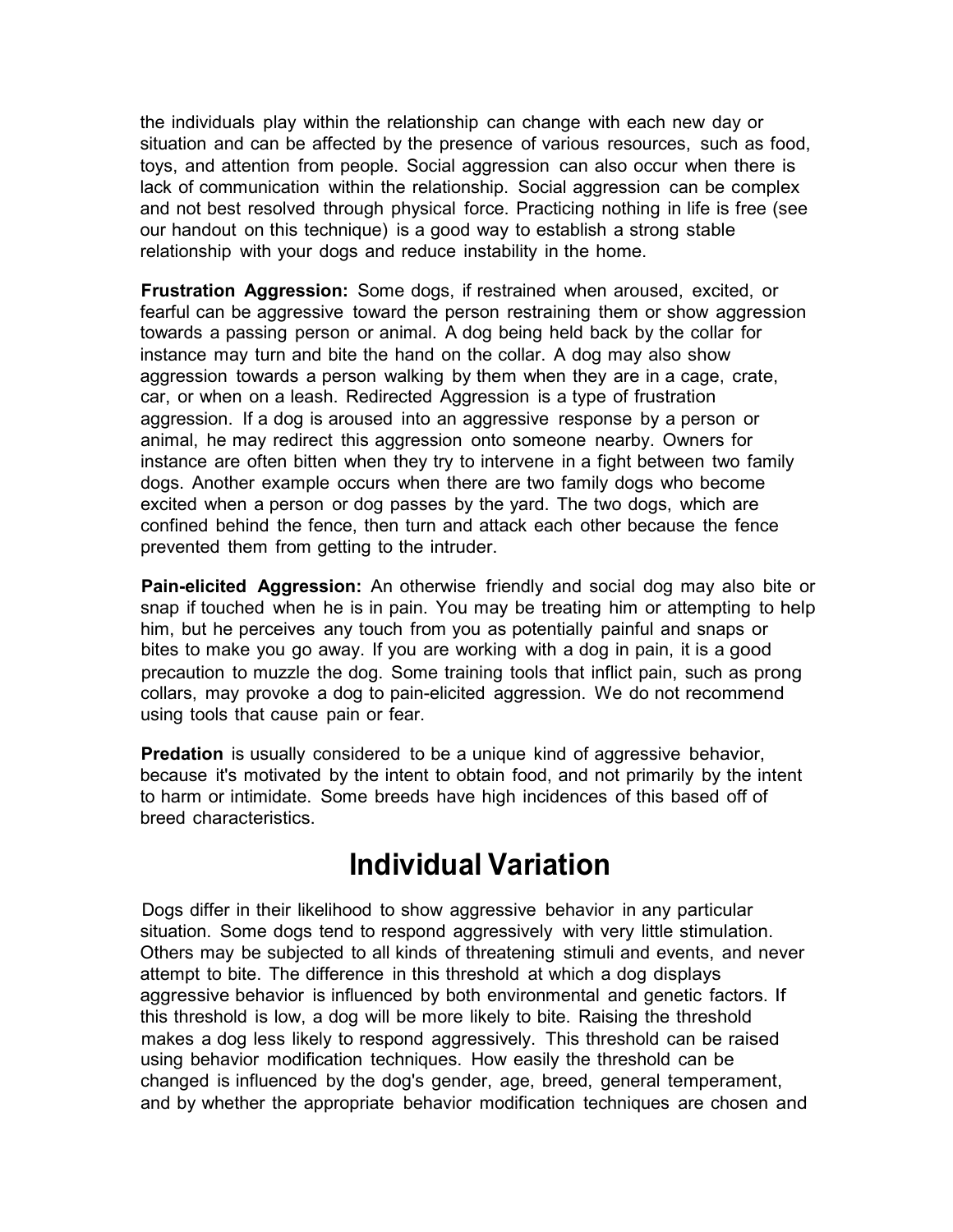the individuals play within the relationship can change with each new day or situation and can be affected by the presence of various resources, such as food, toys, and attention from people. Social aggression can also occur when there is lack of communication within the relationship. Social aggression can be complex and not best resolved through physical force. Practicing nothing in life is free (see our handout on this technique) is a good way to establish a strong stable relationship with your dogs and reduce instability in the home.

**Frustration Aggression:** Some dogs, if restrained when aroused, excited, or fearful can be aggressive toward the person restraining them or show aggression towards a passing person or animal. A dog being held back by the collar for instance may turn and bite the hand on the collar. A dog may also show aggression towards a person walking by them when they are in a cage, crate, car, or when on a leash. Redirected Aggression is a type of frustration aggression. If a dog is aroused into an aggressive response by a person or animal, he may redirect this aggression onto someone nearby. Owners for instance are often bitten when they try to intervene in a fight between two family dogs. Another example occurs when there are two family dogs who become excited when a person or dog passes by the yard. The two dogs, which are confined behind the fence, then turn and attack each other because the fence prevented them from getting to the intruder.

**Pain-elicited Aggression:** An otherwise friendly and social dog may also bite or snap if touched when he is in pain. You may be treating him or attempting to help him, but he perceives any touch from you as potentially painful and snaps or bites to make you go away. If you are working with a dog in pain, it is a good precaution to muzzle the dog. Some training tools that inflict pain, such as prong collars, may provoke a dog to pain-elicited aggression. We do not recommend using tools that cause pain or fear.

**Predation** is usually considered to be a unique kind of aggressive behavior, because it's motivated by the intent to obtain food, and not primarily by the intent to harm or intimidate. Some breeds have high incidences of this based off of breed characteristics.

# Individual Variation

Dogs differ in their likelihood to show aggressive behavior in any particular situation. Some dogs tend to respond aggressively with very little stimulation. Others may be subjected to all kinds of threatening stimuli and events, and never attempt to bite. The difference in this threshold at which a dog displays aggressive behavior is influenced by both environmental and genetic factors. If this threshold is low, a dog will be more likely to bite. Raising the threshold makes a dog less likely to respond aggressively. This threshold can be raised using behavior modification techniques. How easily the threshold can be changed is influenced by the dog's gender, age, breed, general temperament, and by whether the appropriate behavior modification techniques are chosen and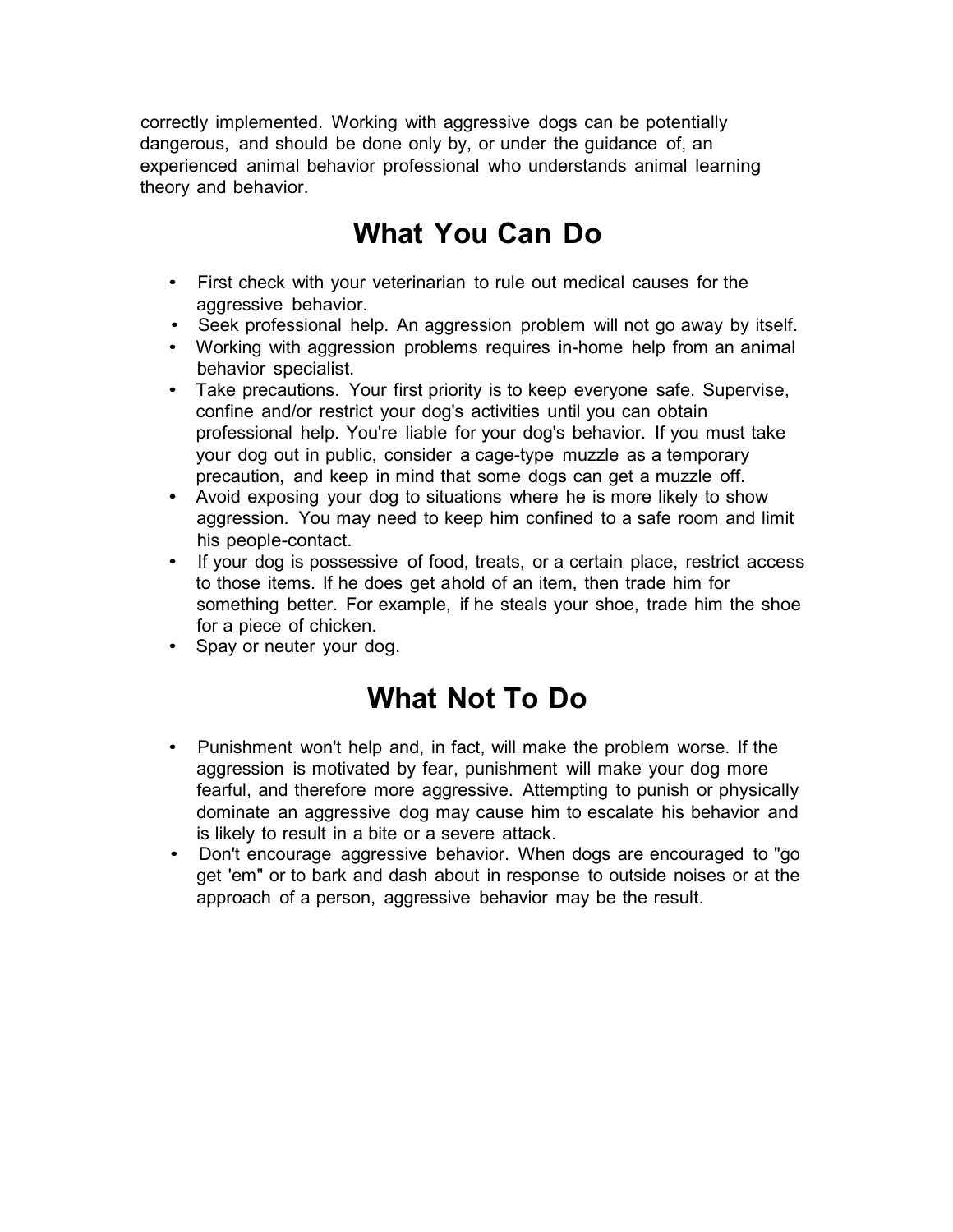correctly implemented. Working with aggressive dogs can be potentially dangerous, and should be done only by, or under the guidance of, an experienced animal behavior professional who understands animal learning theory and behavior.

## What You Can Do

- First check with your veterinarian to rule out medical causes for the aggressive behavior.
- Seek professional help. An aggression problem will not go away by itself.
- Working with aggression problems requires in-home help from an animal behavior specialist.
- Take precautions. Your first priority is to keep everyone safe. Supervise, confine and/or restrict your dog's activities until you can obtain professional help. You're liable for your dog's behavior. If you must take your dog out in public, consider a cage-type muzzle as a temporary precaution, and keep in mind that some dogs can get a muzzle off.
- Avoid exposing your dog to situations where he is more likely to show aggression. You may need to keep him confined to a safe room and limit his people-contact.
- If your dog is possessive of food, treats, or a certain place, restrict access to those items. If he does get ahold of an item, then trade him for something better. For example, if he steals your shoe, trade him the shoe for a piece of chicken.
- Spay or neuter your dog.

## What Not To Do

- Punishment won't help and, in fact, will make the problem worse. If the aggression is motivated by fear, punishment will make your dog more fearful, and therefore more aggressive. Attempting to punish or physically dominate an aggressive dog may cause him to escalate his behavior and is likely to result in a bite or a severe attack.
- Don't encourage aggressive behavior. When dogs are encouraged to "go get 'em" or to bark and dash about in response to outside noises or at the approach of a person, aggressive behavior may be the result.